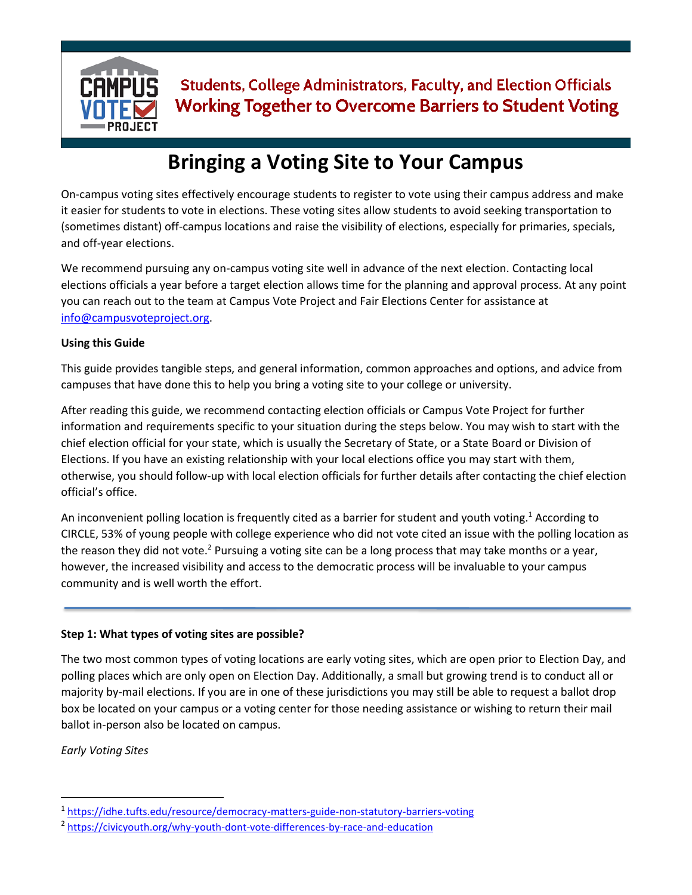Students, College Administrators, Faculty, and Election Officials
Working Together to Overcome Barriers to Student Voting

# Bringing a Voting Site to Your Campus

On-campus voting sites effectively encourage students to register to vote using their campus address and make it easier for students to vote in elections. These voting sites allow students to avoid seeking transportation to (sometimes distant) off-campus locations and raise the visibility of elections, especially for primaries, specials, and off-year elections.

We recommend pursuing any on-campus voting site well in advance of the next election. Contacting local elections officials a year before a target election allows time for the planning and approval process. At any point you can reach out to the team at Campus Vote Project and Fair Elections Center for assistance at info@campusvoteproject.org.

**Using this Guide**

This guide provides tangible steps, and general information, common approaches and options, and advice from campuses that have done this to help you bring a voting site to your college or university.

After reading this guide, we recommend contacting election officials or Campus Vote Project for further information and requirements specific to your situation during the steps below. You may wish to start with the chief election official for your state, which is usually the Secretary of State, or a State Board or Division of Elections. If you have an existing relationship with your local elections office you may start with them, otherwise, you should follow-up with local election officials for further details after contacting the chief election official's office.

An inconvenient polling location is frequently cited as a barrier for student and youth voting.[1] According to CIRCLE, 53% of young people with college experience who did not vote cited an issue with the polling location as the reason they did not vote.[2] Pursuing a voting site can be a long process that may take months or a year, however, the increased visibility and access to the democratic process will be invaluable to your campus community and is well worth the effort.

---

**Step 1: What types of voting sites are possible?**

The two most common types of voting locations are early voting sites, which are open prior to Election Day, and polling places which are only open on Election Day. Additionally, a small but growing trend is to conduct all or majority by-mail elections. If you are in one of these jurisdictions you may still be able to request a ballot drop box be located on your campus or a voting center for those needing assistance or wishing to return their mail ballot in-person also be located on campus.

*Early Voting Sites*

---

[1] https://idhe.tufts.edu/resource/democracy-matters-guide-non-statutory-barriers-voting

[2] https://civicyouth.org/why-youth-dont-vote-differences-by-race-and-education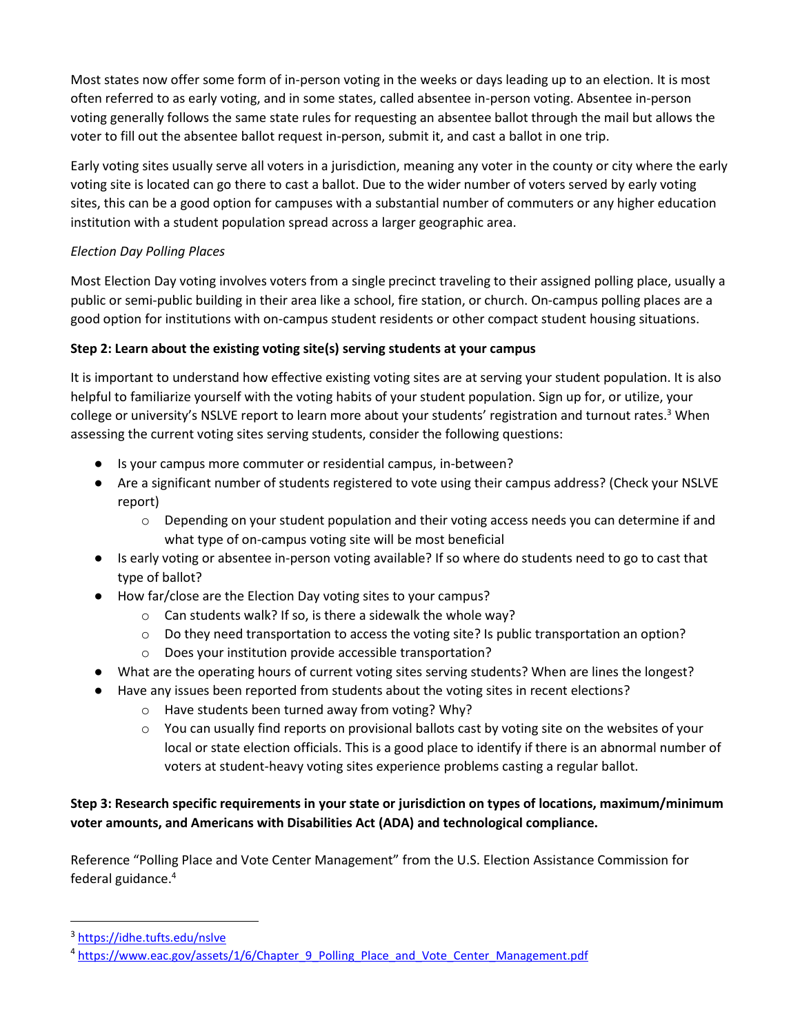Most states now offer some form of in-person voting in the weeks or days leading up to an election. It is most often referred to as early voting, and in some states, called absentee in-person voting. Absentee in-person voting generally follows the same state rules for requesting an absentee ballot through the mail but allows the voter to fill out the absentee ballot request in-person, submit it, and cast a ballot in one trip.

Early voting sites usually serve all voters in a jurisdiction, meaning any voter in the county or city where the early voting site is located can go there to cast a ballot. Due to the wider number of voters served by early voting sites, this can be a good option for campuses with a substantial number of commuters or any higher education institution with a student population spread across a larger geographic area.

*Election Day Polling Places*

Most Election Day voting involves voters from a single precinct traveling to their assigned polling place, usually a public or semi-public building in their area like a school, fire station, or church. On-campus polling places are a good option for institutions with on-campus student residents or other compact student housing situations.

**Step 2: Learn about the existing voting site(s) serving students at your campus**

It is important to understand how effective existing voting sites are at serving your student population. It is also helpful to familiarize yourself with the voting habits of your student population. Sign up for, or utilize, your college or university's NSLVE report to learn more about your students' registration and turnout rates.[3] When assessing the current voting sites serving students, consider the following questions:

- Is your campus more commuter or residential campus, in-between?
- Are a significant number of students registered to vote using their campus address? (Check your NSLVE report)
    - Depending on your student population and their voting access needs you can determine if and what type of on-campus voting site will be most beneficial
- Is early voting or absentee in-person voting available? If so where do students need to go to cast that type of ballot?
- How far/close are the Election Day voting sites to your campus?
    - Can students walk? If so, is there a sidewalk the whole way?
    - Do they need transportation to access the voting site? Is public transportation an option?
    - Does your institution provide accessible transportation?
- What are the operating hours of current voting sites serving students? When are lines the longest?
- Have any issues been reported from students about the voting sites in recent elections?
    - Have students been turned away from voting? Why?
    - You can usually find reports on provisional ballots cast by voting site on the websites of your local or state election officials. This is a good place to identify if there is an abnormal number of voters at student-heavy voting sites experience problems casting a regular ballot.

**Step 3: Research specific requirements in your state or jurisdiction on types of locations, maximum/minimum voter amounts, and Americans with Disabilities Act (ADA) and technological compliance.**

Reference "Polling Place and Vote Center Management" from the U.S. Election Assistance Commission for federal guidance.[4]

---

[3] https://idhe.tufts.edu/nslve

[4] https://www.eac.gov/assets/1/6/Chapter_9_Polling_Place_and_Vote_Center_Management.pdf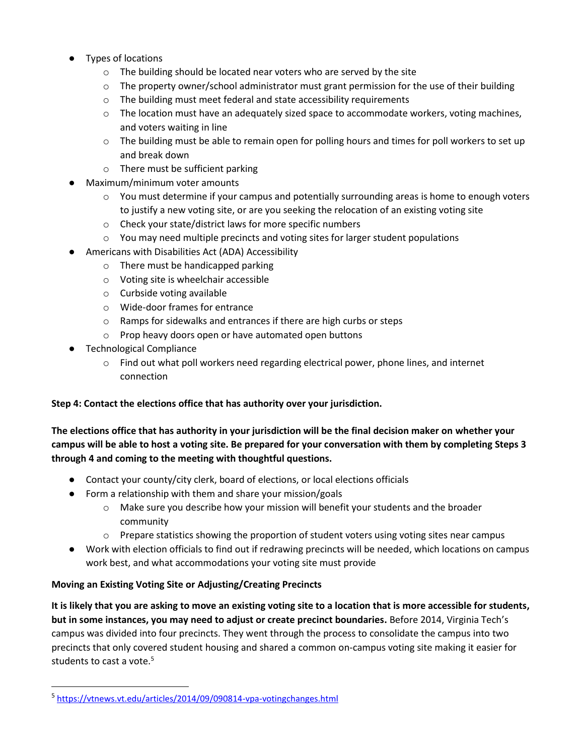- Types of locations
    - The building should be located near voters who are served by the site
    - The property owner/school administrator must grant permission for the use of their building
    - The building must meet federal and state accessibility requirements
    - The location must have an adequately sized space to accommodate workers, voting machines, and voters waiting in line
    - The building must be able to remain open for polling hours and times for poll workers to set up and break down
    - There must be sufficient parking
- Maximum/minimum voter amounts
    - You must determine if your campus and potentially surrounding areas is home to enough voters to justify a new voting site, or are you seeking the relocation of an existing voting site
    - Check your state/district laws for more specific numbers
    - You may need multiple precincts and voting sites for larger student populations
- Americans with Disabilities Act (ADA) Accessibility
    - There must be handicapped parking
    - Voting site is wheelchair accessible
    - Curbside voting available
    - Wide-door frames for entrance
    - Ramps for sidewalks and entrances if there are high curbs or steps
    - Prop heavy doors open or have automated open buttons
- Technological Compliance
    - Find out what poll workers need regarding electrical power, phone lines, and internet connection

**Step 4: Contact the elections office that has authority over your jurisdiction.**

**The elections office that has authority in your jurisdiction will be the final decision maker on whether your campus will be able to host a voting site. Be prepared for your conversation with them by completing Steps 3 through 4 and coming to the meeting with thoughtful questions.**

- Contact your county/city clerk, board of elections, or local elections officials
- Form a relationship with them and share your mission/goals
    - Make sure you describe how your mission will benefit your students and the broader community
    - Prepare statistics showing the proportion of student voters using voting sites near campus
- Work with election officials to find out if redrawing precincts will be needed, which locations on campus work best, and what accommodations your voting site must provide

**Moving an Existing Voting Site or Adjusting/Creating Precincts**

**It is likely that you are asking to move an existing voting site to a location that is more accessible for students, but in some instances, you may need to adjust or create precinct boundaries.** Before 2014, Virginia Tech's campus was divided into four precincts. They went through the process to consolidate the campus into two precincts that only covered student housing and shared a common on-campus voting site making it easier for students to cast a vote.[5]

[5] https://vtnews.vt.edu/articles/2014/09/090814-vpa-votingchanges.html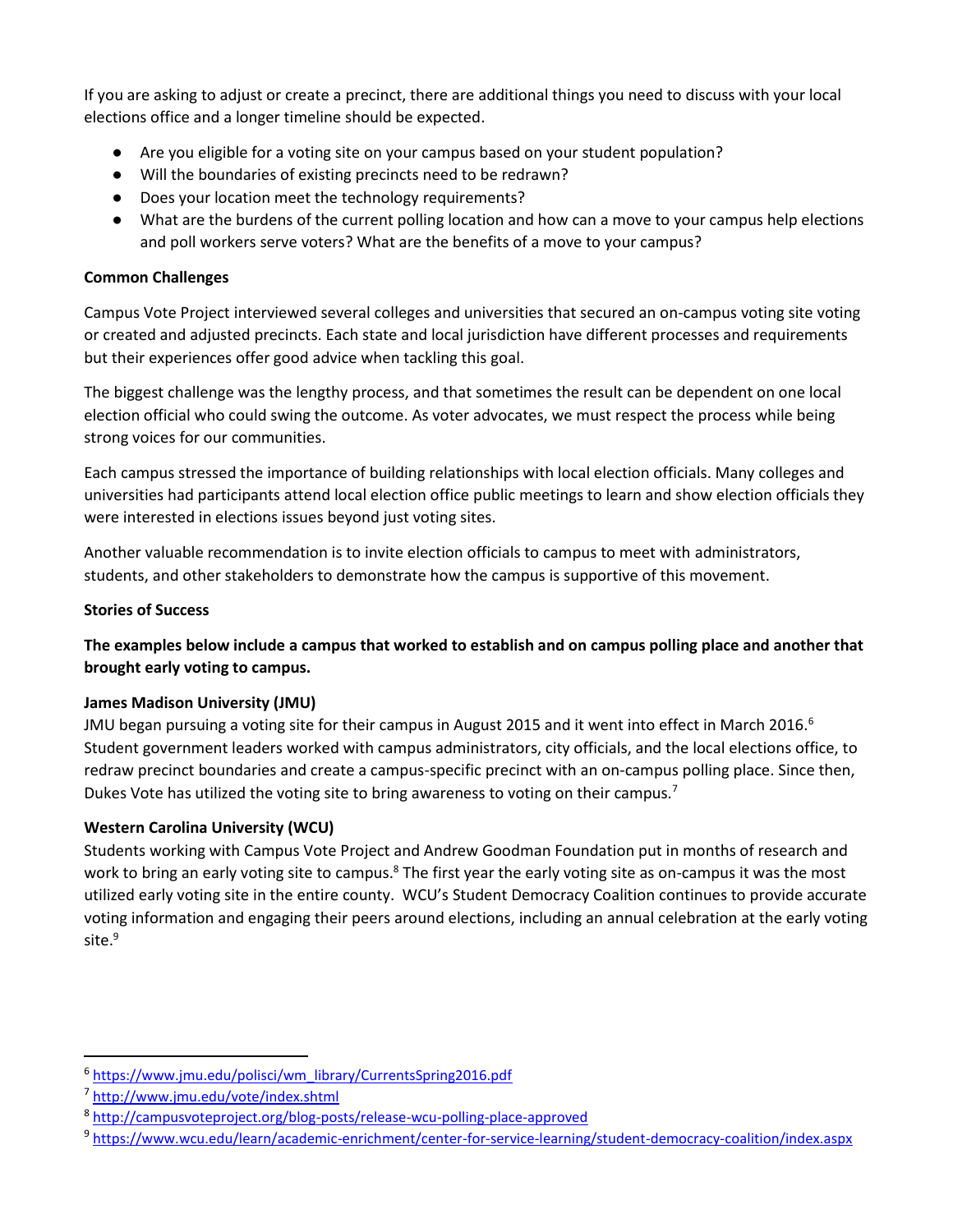If you are asking to adjust or create a precinct, there are additional things you need to discuss with your local elections office and a longer timeline should be expected.

- Are you eligible for a voting site on your campus based on your student population?
- Will the boundaries of existing precincts need to be redrawn?
- Does your location meet the technology requirements?
- What are the burdens of the current polling location and how can a move to your campus help elections and poll workers serve voters? What are the benefits of a move to your campus?

**Common Challenges**

Campus Vote Project interviewed several colleges and universities that secured an on-campus voting site voting or created and adjusted precincts. Each state and local jurisdiction have different processes and requirements but their experiences offer good advice when tackling this goal.

The biggest challenge was the lengthy process, and that sometimes the result can be dependent on one local election official who could swing the outcome. As voter advocates, we must respect the process while being strong voices for our communities.

Each campus stressed the importance of building relationships with local election officials. Many colleges and universities had participants attend local election office public meetings to learn and show election officials they were interested in elections issues beyond just voting sites.

Another valuable recommendation is to invite election officials to campus to meet with administrators, students, and other stakeholders to demonstrate how the campus is supportive of this movement.

**Stories of Success**

**The examples below include a campus that worked to establish and on campus polling place and another that brought early voting to campus.**

**James Madison University (JMU)**

JMU began pursuing a voting site for their campus in August 2015 and it went into effect in March 2016.[6] Student government leaders worked with campus administrators, city officials, and the local elections office, to redraw precinct boundaries and create a campus-specific precinct with an on-campus polling place. Since then, Dukes Vote has utilized the voting site to bring awareness to voting on their campus.[7]

**Western Carolina University (WCU)**

Students working with Campus Vote Project and Andrew Goodman Foundation put in months of research and work to bring an early voting site to campus.[8] The first year the early voting site as on-campus it was the most utilized early voting site in the entire county. WCU's Student Democracy Coalition continues to provide accurate voting information and engaging their peers around elections, including an annual celebration at the early voting site.[9]

---

[6] https://www.jmu.edu/polisci/wm_library/CurrentsSpring2016.pdf

[7] http://www.jmu.edu/vote/index.shtml

[8] http://campusvoteproject.org/blog-posts/release-wcu-polling-place-approved

[9] https://www.wcu.edu/learn/academic-enrichment/center-for-service-learning/student-democracy-coalition/index.aspx